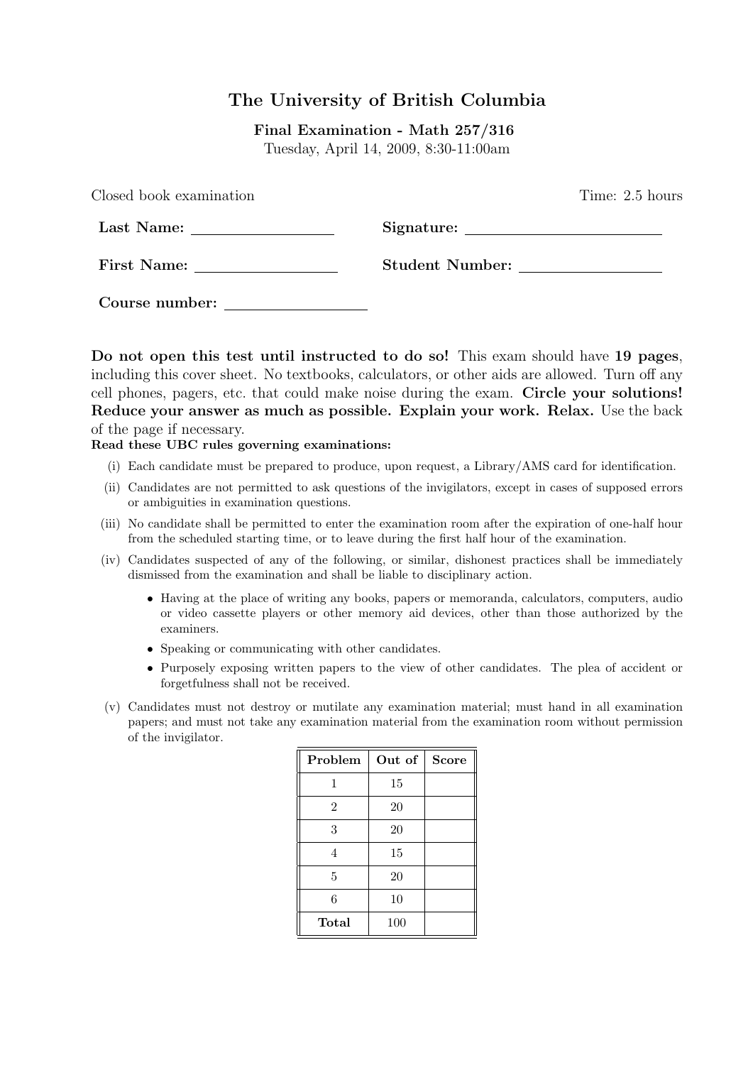# The University of British Columbia

**Final Examination - Math 257/316**

Tuesday, April 14, 2009, 8:30-11:00am

Closed book examination | Time: 2.5 hours

**Last Name:** ________________ **Signature:** ______________________

**First Name:** ________________ **Student Number:** ________________

**Course number:** ________________

**Do not open this test until instructed to do so!** This exam should have **19 pages**, including this cover sheet. No textbooks, calculators, or other aids are allowed. Turn off any cell phones, pagers, etc. that could make noise during the exam. **Circle your solutions! Reduce your answer as much as possible. Explain your work. Relax.** Use the back of the page if necessary.

**Read these UBC rules governing examinations:**

(i) Each candidate must be prepared to produce, upon request, a Library/AMS card for identification.

(ii) Candidates are not permitted to ask questions of the invigilators, except in cases of supposed errors or ambiguities in examination questions.

(iii) No candidate shall be permitted to enter the examination room after the expiration of one-half hour from the scheduled starting time, or to leave during the first half hour of the examination.

(iv) Candidates suspected of any of the following, or similar, dishonest practices shall be immediately dismissed from the examination and shall be liable to disciplinary action.

- Having at the place of writing any books, papers or memoranda, calculators, computers, audio or video cassette players or other memory aid devices, other than those authorized by the examiners.
- Speaking or communicating with other candidates.
- Purposely exposing written papers to the view of other candidates. The plea of accident or forgetfulness shall not be received.

(v) Candidates must not destroy or mutilate any examination material; must hand in all examination papers; and must not take any examination material from the examination room without permission of the invigilator.

| Problem | Out of | Score |
|---|---|---|
| 1 | 15 | |
| 2 | 20 | |
| 3 | 20 | |
| 4 | 15 | |
| 5 | 20 | |
| 6 | 10 | |
| **Total** | 100 | |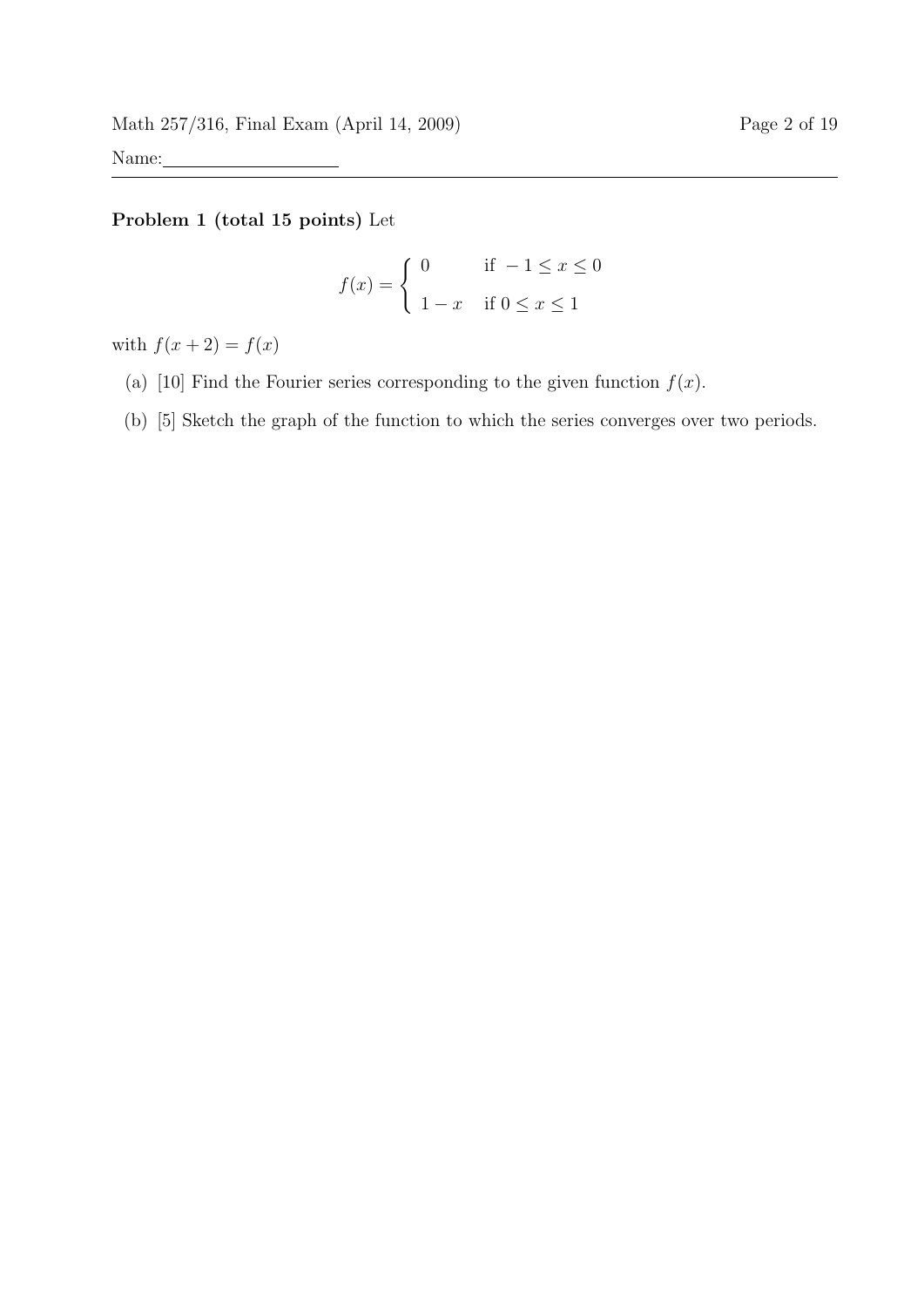Name:

**Problem 1 (total 15 points)** Let

$$f(x) = \begin{cases} 0 & \text{if } -1 \leq x \leq 0 \\ 1 - x & \text{if } 0 \leq x \leq 1 \end{cases}$$

with $f(x+2) = f(x)$

(a) [10] Find the Fourier series corresponding to the given function $f(x)$.

(b) [5] Sketch the graph of the function to which the series converges over two periods.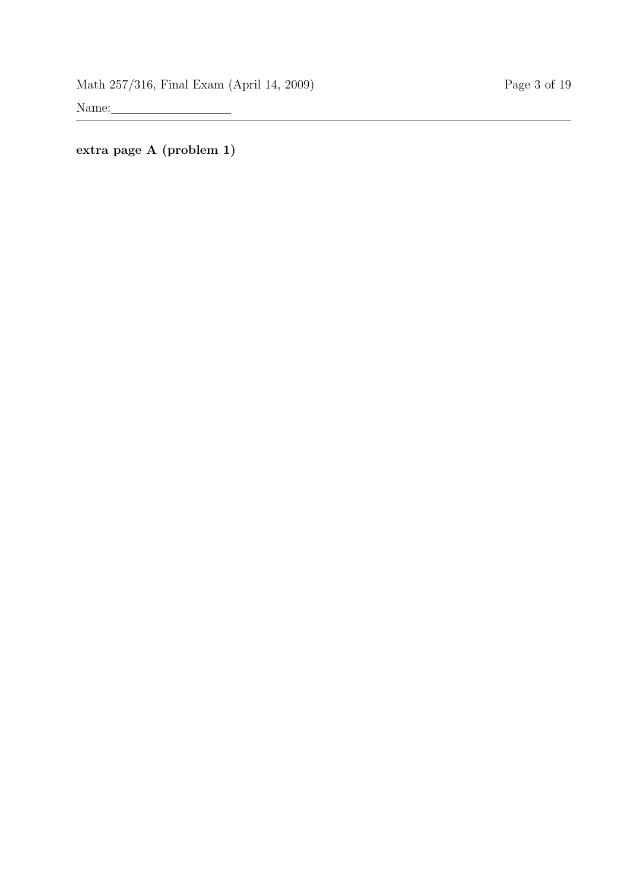**extra page A (problem 1)**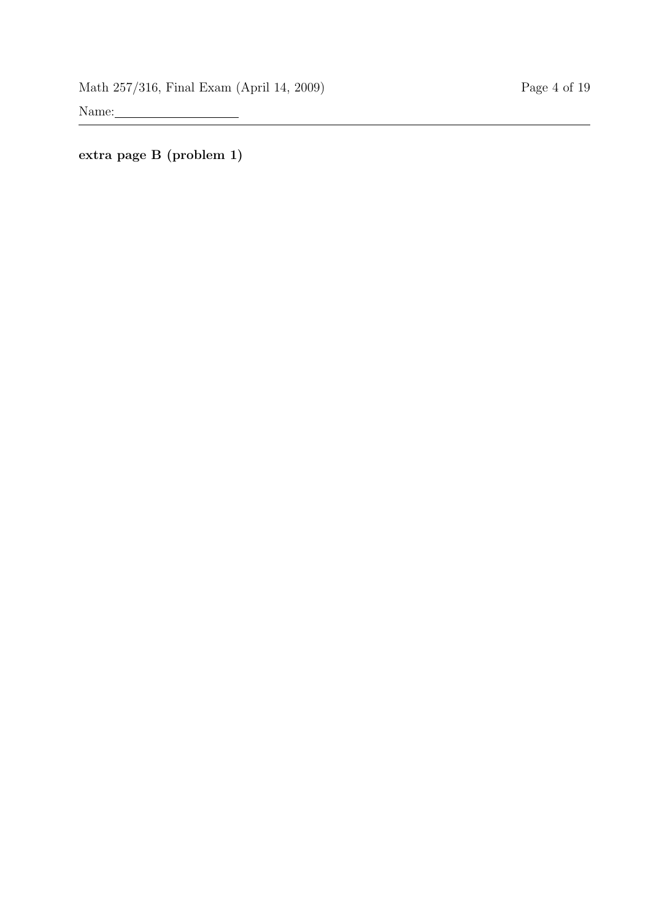**extra page B (problem 1)**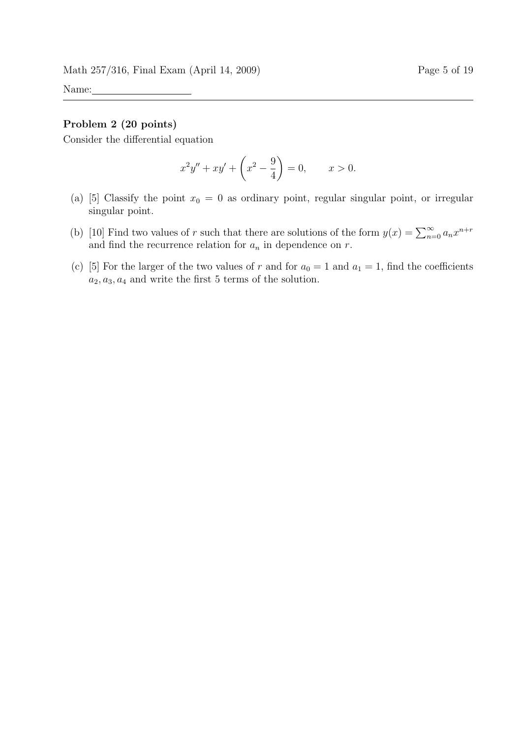Name:

**Problem 2 (20 points)**

Consider the differential equation

$$x^2y'' + xy' + \left(x^2 - \frac{9}{4}\right) = 0, \qquad x > 0.$$

(a) [5] Classify the point $x_0 = 0$ as ordinary point, regular singular point, or irregular singular point.

(b) [10] Find two values of $r$ such that there are solutions of the form $y(x) = \sum_{n=0}^{\infty} a_n x^{n+r}$ and find the recurrence relation for $a_n$ in dependence on $r$.

(c) [5] For the larger of the two values of $r$ and for $a_0 = 1$ and $a_1 = 1$, find the coefficients $a_2, a_3, a_4$ and write the first 5 terms of the solution.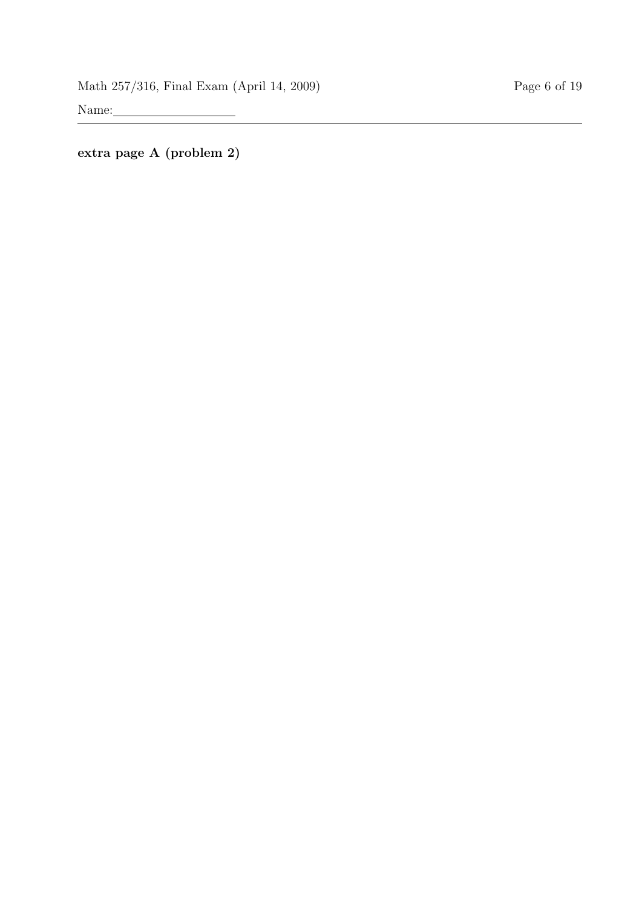**extra page A (problem 2)**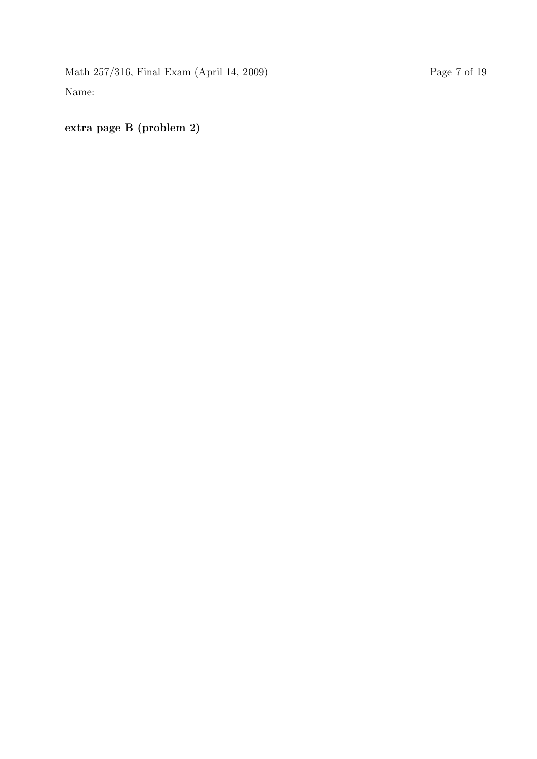**extra page B (problem 2)**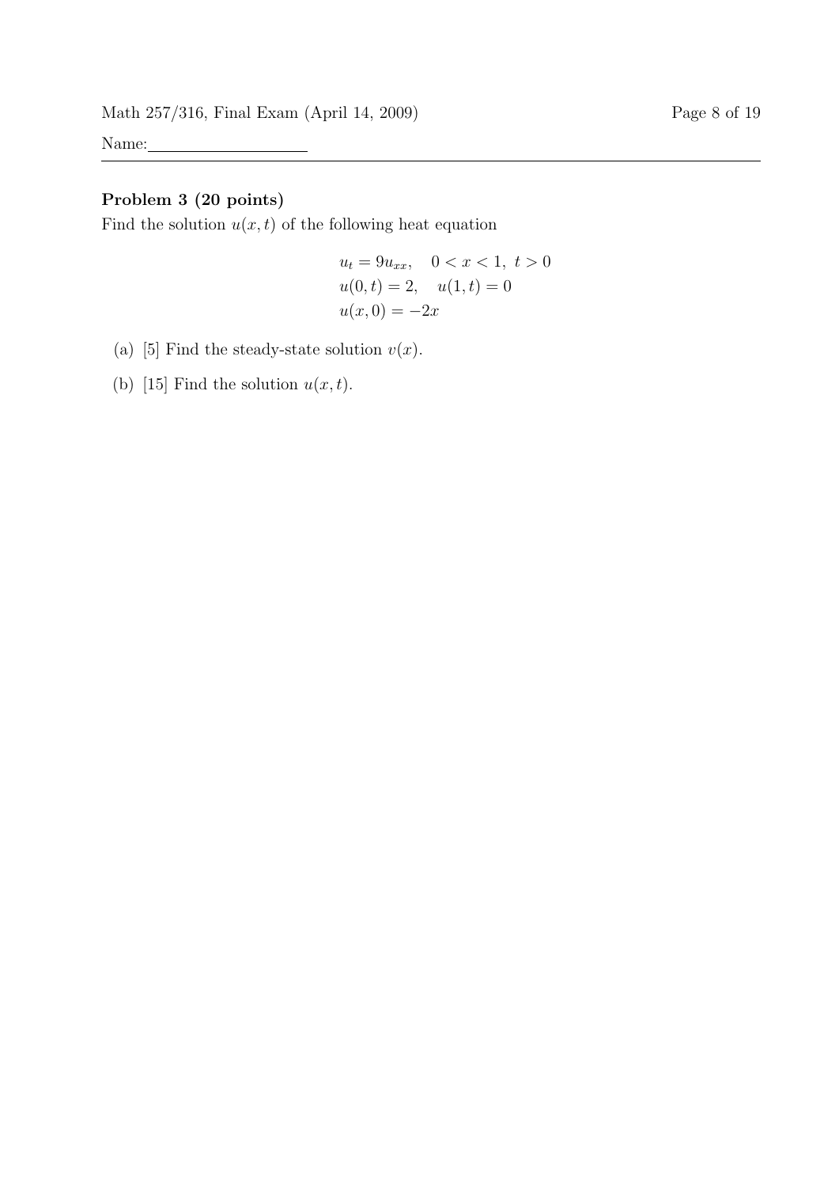Name:\_\_\_\_\_\_\_\_\_\_\_\_\_\_\_\_\_\_\_\_

### Problem 3 (20 points)

Find the solution $u(x,t)$ of the following heat equation

$$
\begin{aligned}
&u_t = 9u_{xx}, \quad 0 < x < 1,\ t > 0 \\
&u(0,t) = 2, \quad u(1,t) = 0 \\
&u(x,0) = -2x
\end{aligned}
$$

(a) [5] Find the steady-state solution $v(x)$.

(b) [15] Find the solution $u(x,t)$.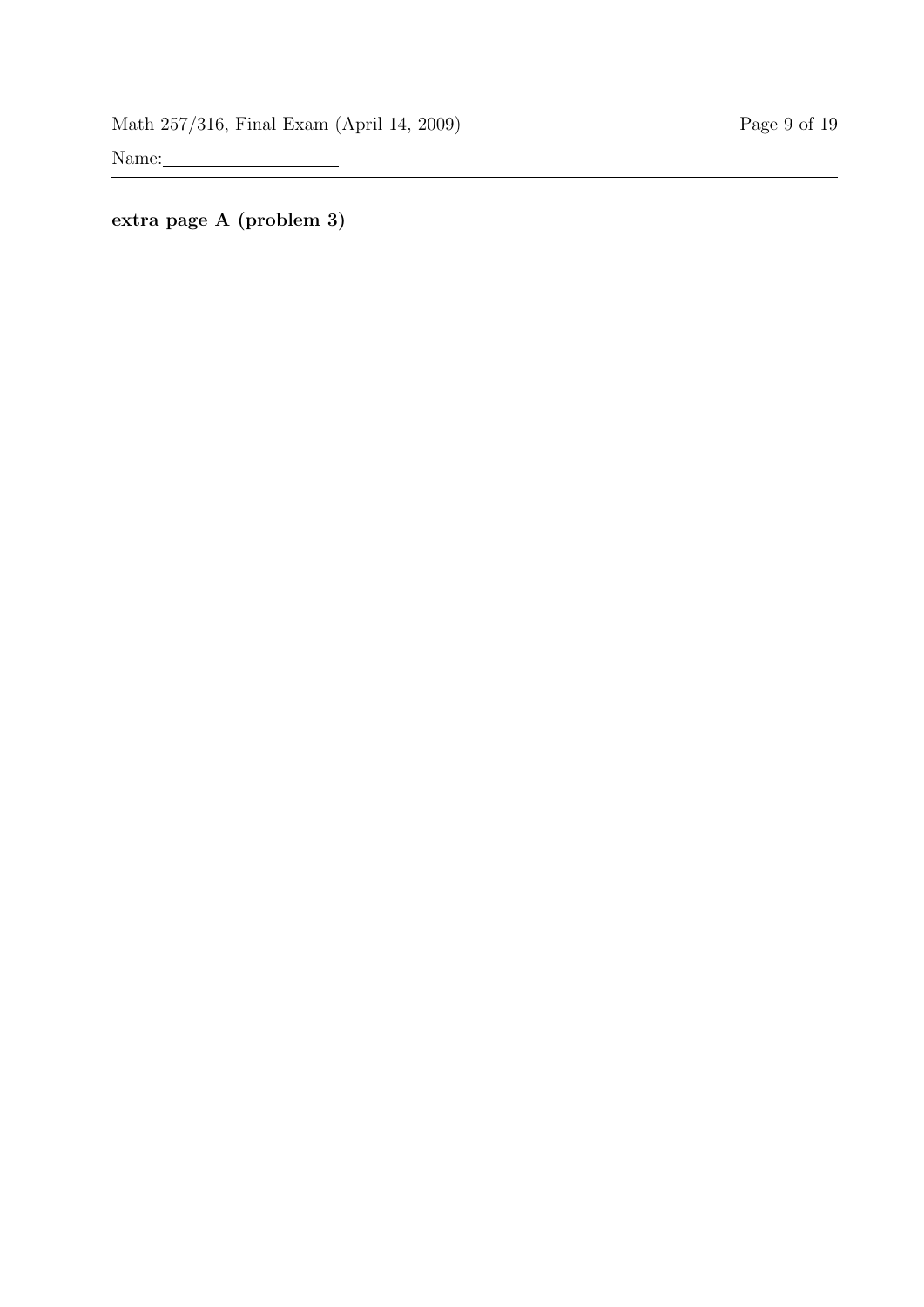**extra page A (problem 3)**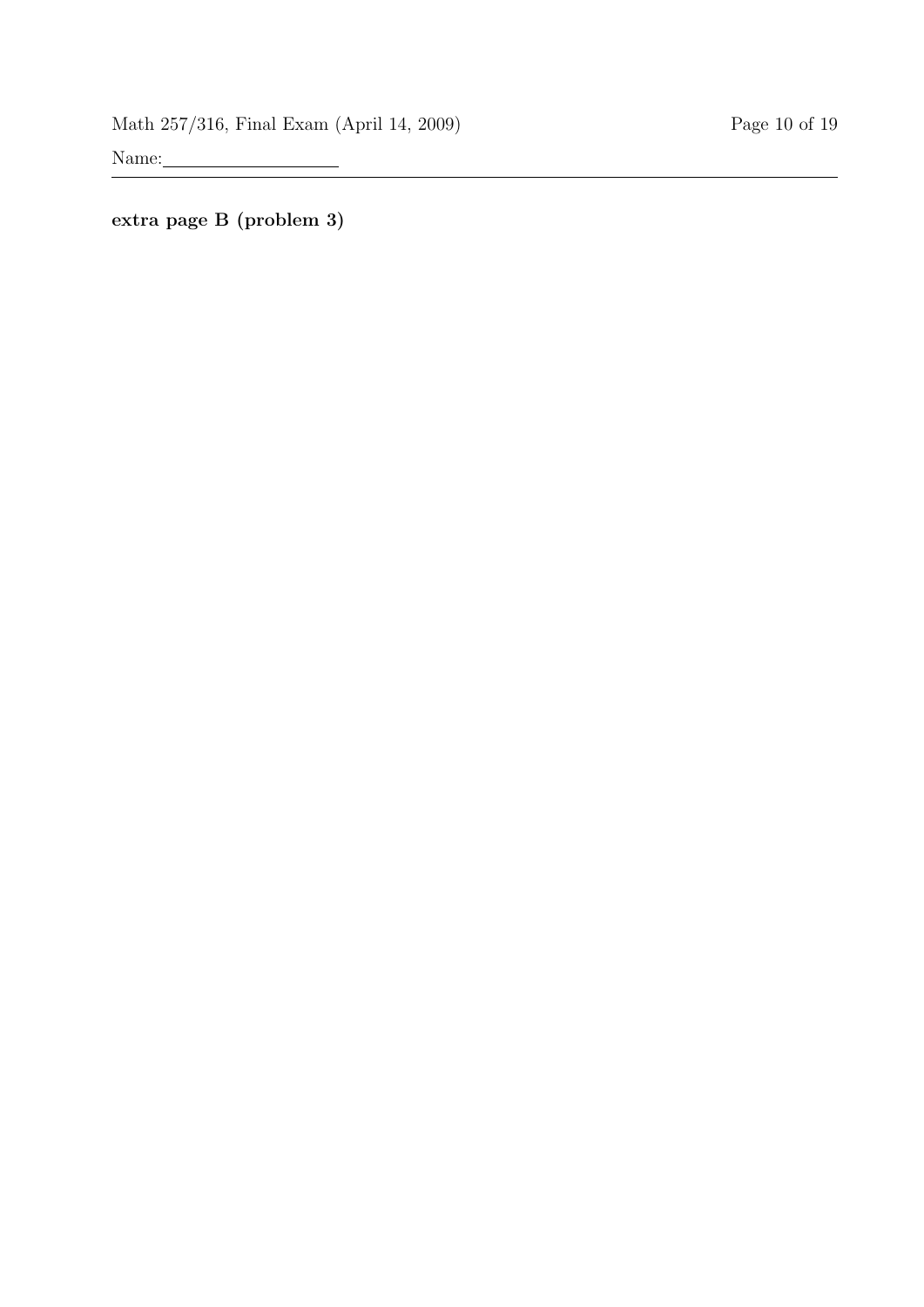**extra page B (problem 3)**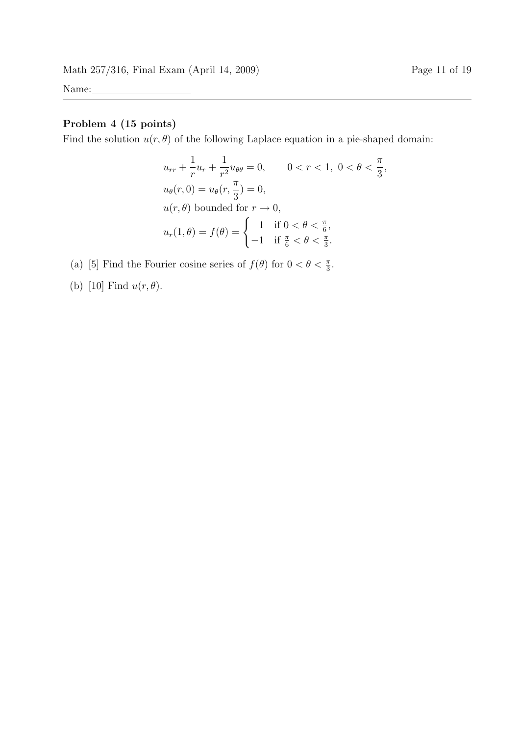Name:

**Problem 4 (15 points)**

Find the solution $u(r, \theta)$ of the following Laplace equation in a pie-shaped domain:

$$
\begin{aligned}
&u_{rr} + \frac{1}{r}u_r + \frac{1}{r^2}u_{\theta\theta} = 0, \qquad 0 < r < 1,\ 0 < \theta < \frac{\pi}{3}, \\
&u_\theta(r, 0) = u_\theta(r, \frac{\pi}{3}) = 0, \\
&u(r, \theta) \text{ bounded for } r \to 0, \\
&u_r(1, \theta) = f(\theta) = \begin{cases} 1 & \text{if } 0 < \theta < \frac{\pi}{6}, \\ -1 & \text{if } \frac{\pi}{6} < \theta < \frac{\pi}{3}. \end{cases}
\end{aligned}
$$

(a) [5] Find the Fourier cosine series of $f(\theta)$ for $0 < \theta < \frac{\pi}{3}$.

(b) [10] Find $u(r, \theta)$.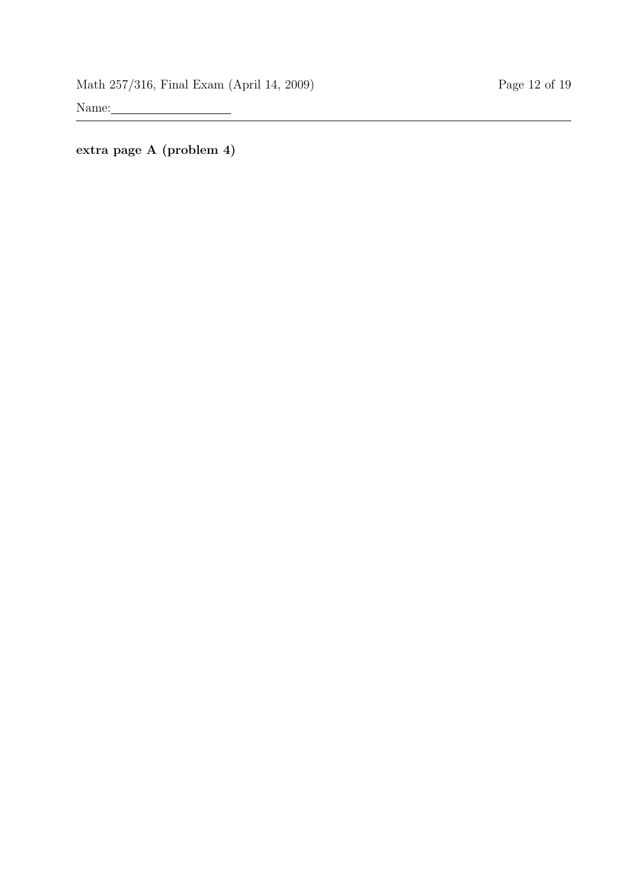**extra page A (problem 4)**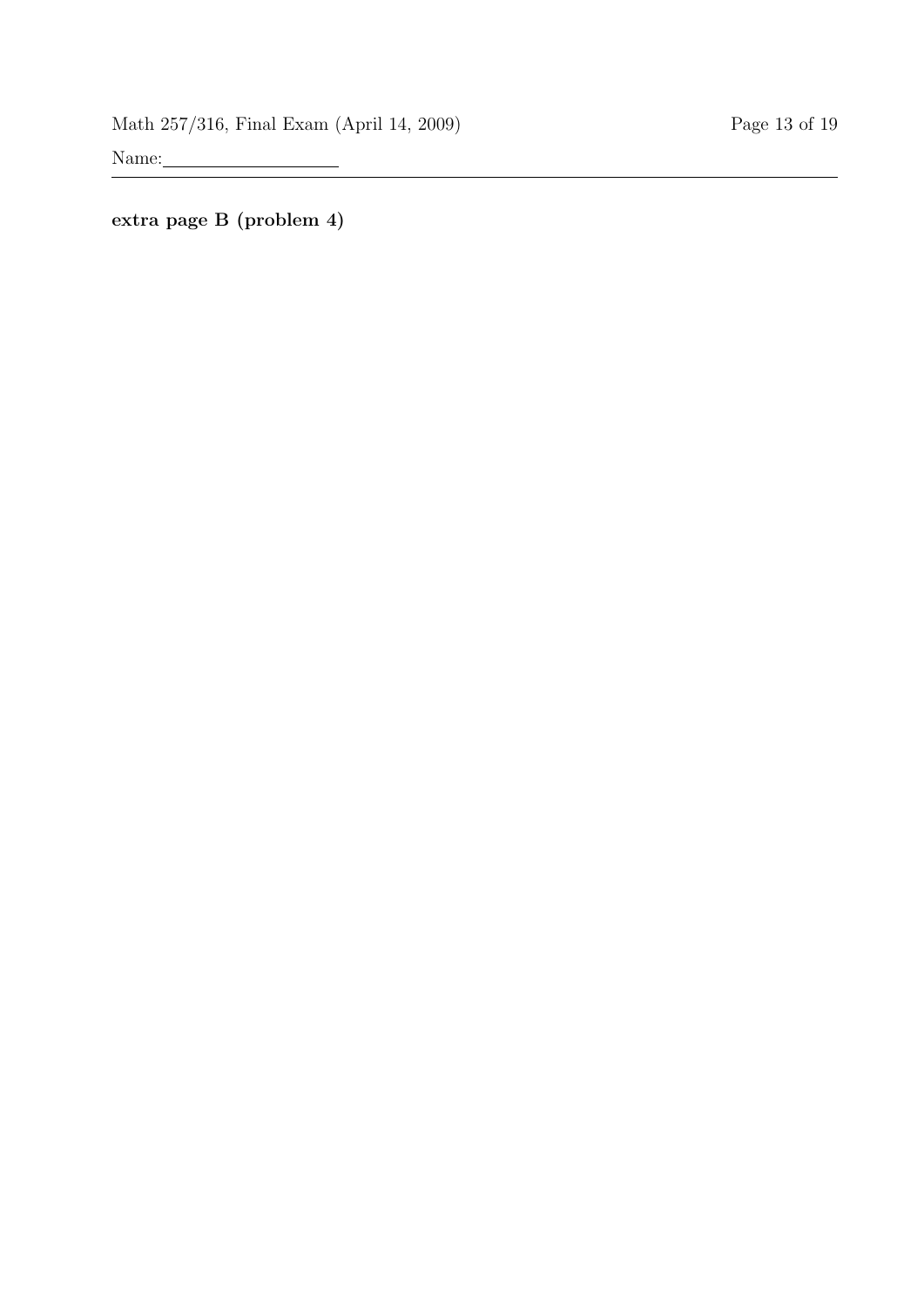**extra page B (problem 4)**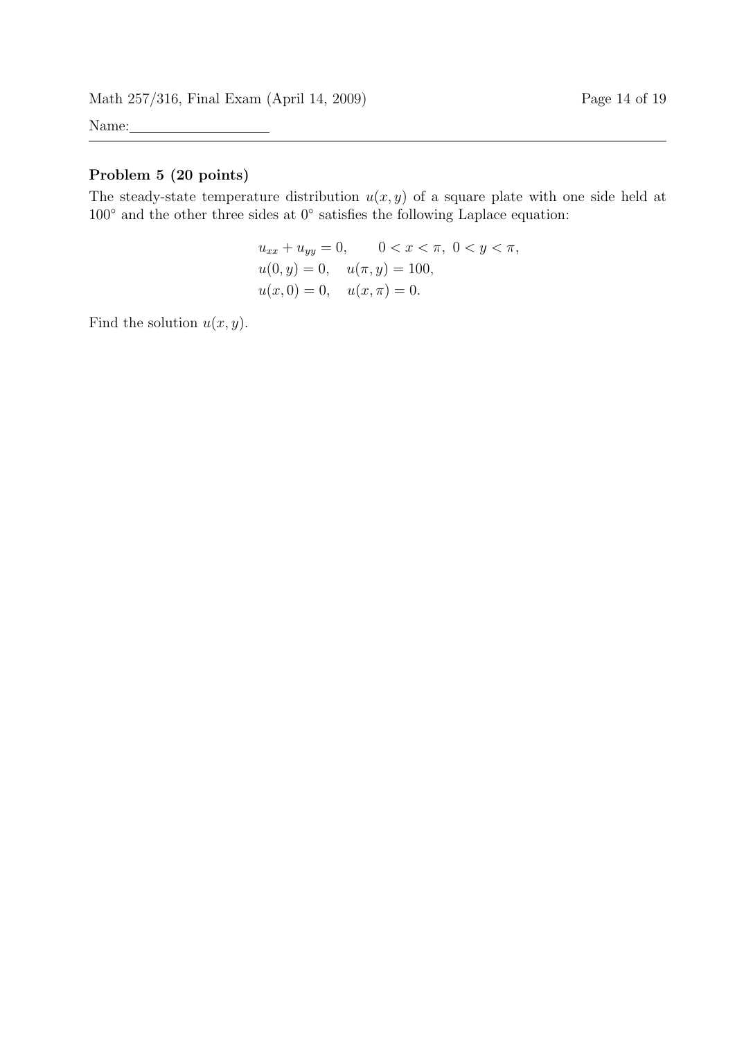Name:\_\_\_\_\_\_\_\_\_\_\_\_\_\_\_\_\_\_\_\_

**Problem 5 (20 points)**

The steady-state temperature distribution $u(x, y)$ of a square plate with one side held at $100^\circ$ and the other three sides at $0^\circ$ satisfies the following Laplace equation:

$$
\begin{aligned}
&u_{xx} + u_{yy} = 0, \qquad 0 < x < \pi,\ 0 < y < \pi, \\
&u(0, y) = 0, \quad u(\pi, y) = 100, \\
&u(x, 0) = 0, \quad u(x, \pi) = 0.
\end{aligned}
$$

Find the solution $u(x, y)$.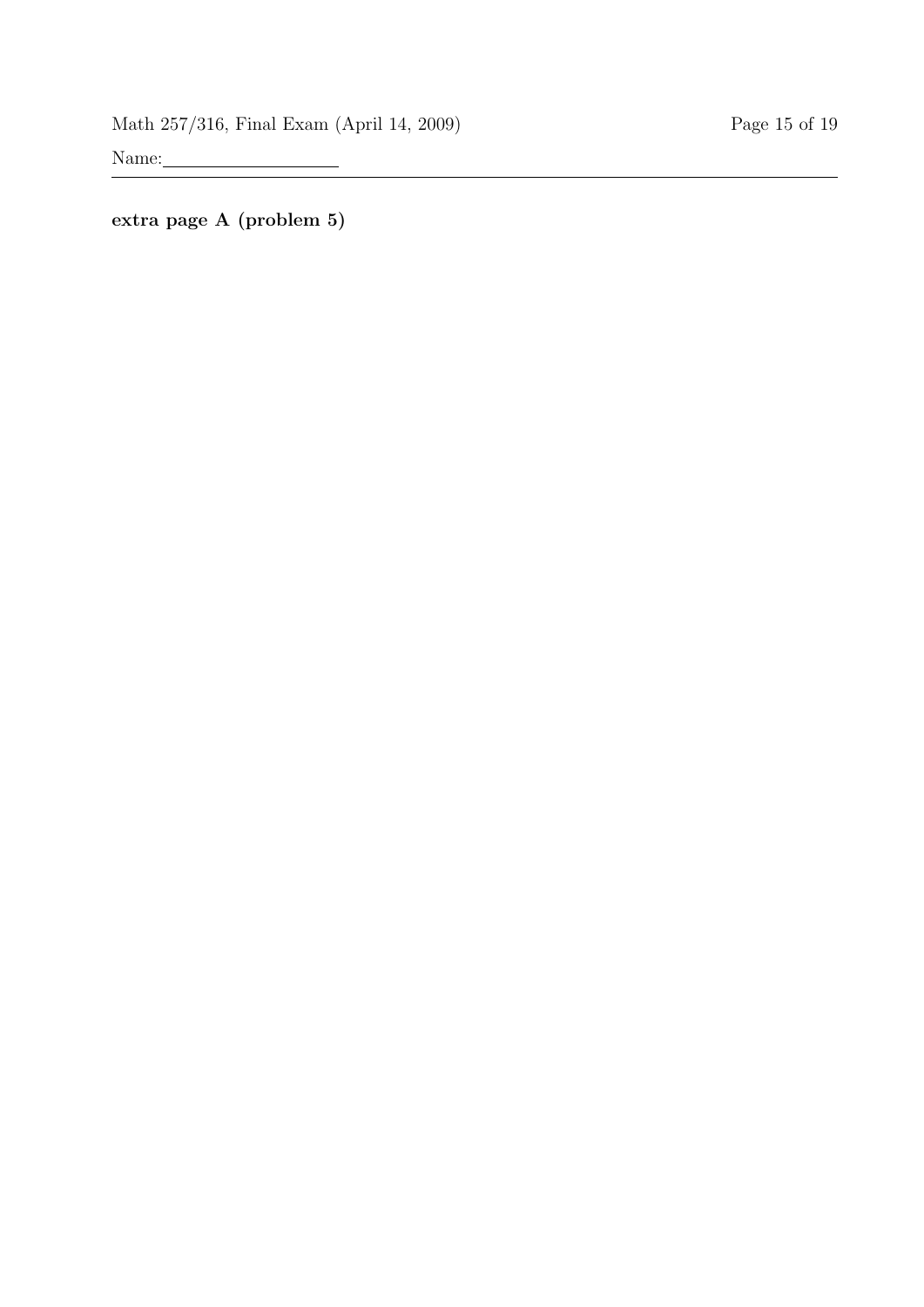Name:

**extra page A (problem 5)**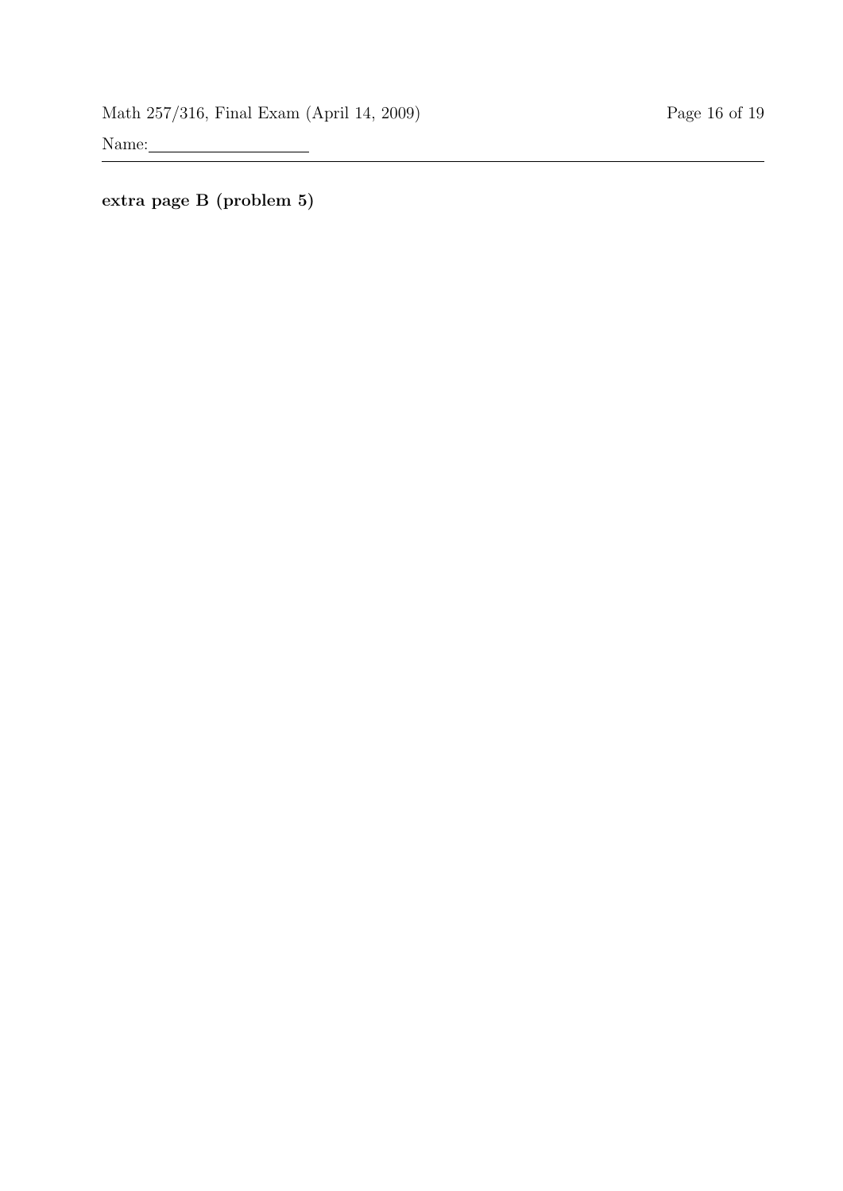**extra page B (problem 5)**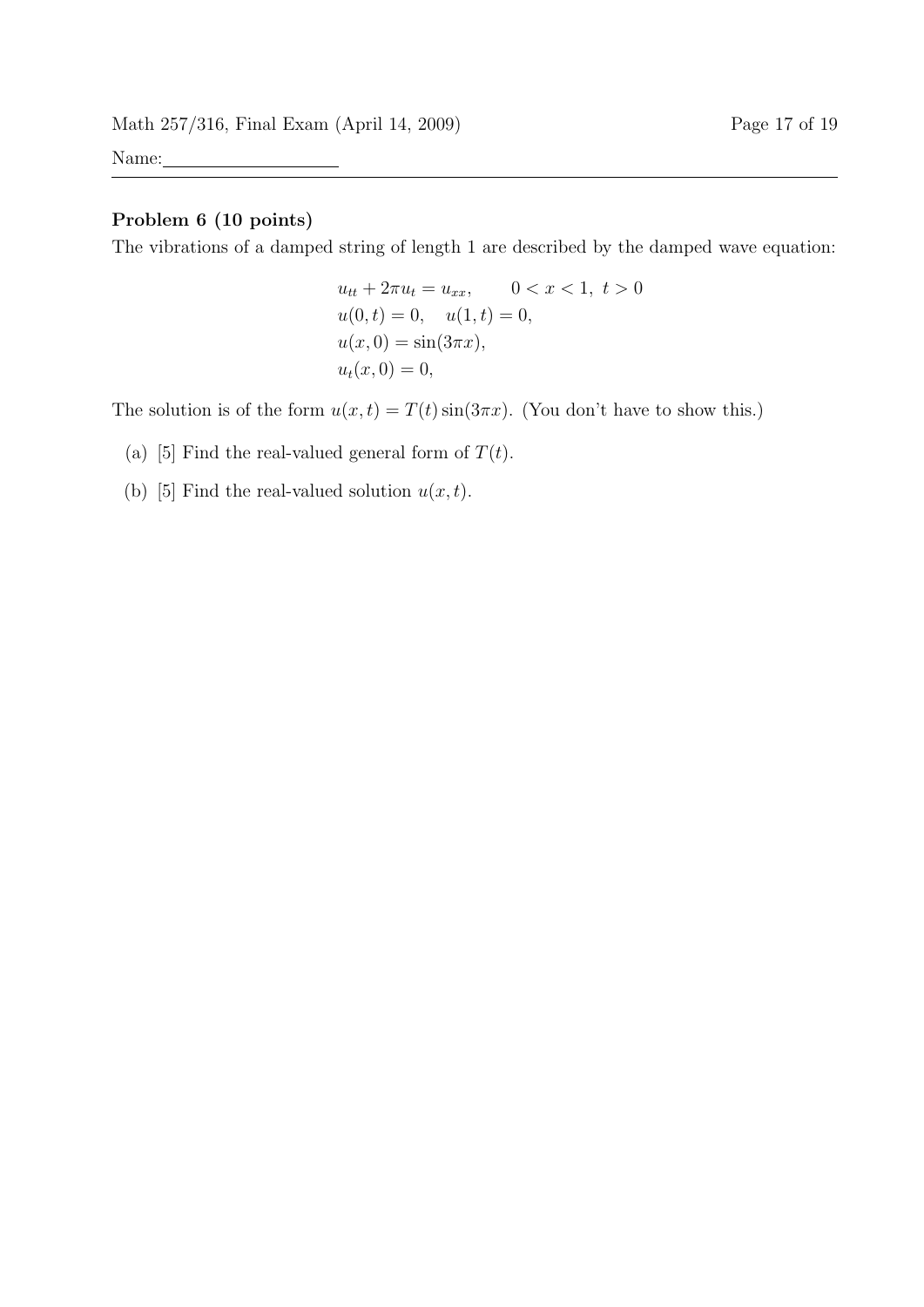Name:

### Problem 6 (10 points)

The vibrations of a damped string of length 1 are described by the damped wave equation:

$$
\begin{aligned}
&u_{tt} + 2\pi u_t = u_{xx}, \qquad 0 < x < 1,\ t > 0 \\
&u(0,t) = 0, \quad u(1,t) = 0, \\
&u(x,0) = \sin(3\pi x), \\
&u_t(x,0) = 0,
\end{aligned}
$$

The solution is of the form $u(x,t) = T(t)\sin(3\pi x)$. (You don't have to show this.)

(a) [5] Find the real-valued general form of $T(t)$.

(b) [5] Find the real-valued solution $u(x,t)$.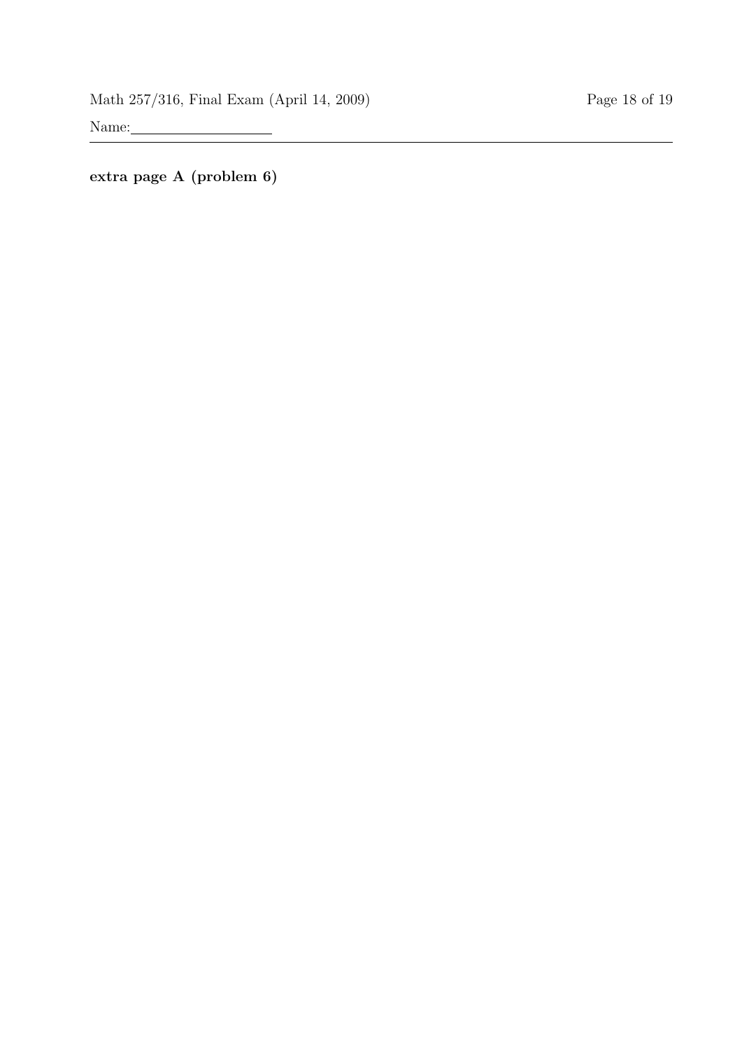**extra page A (problem 6)**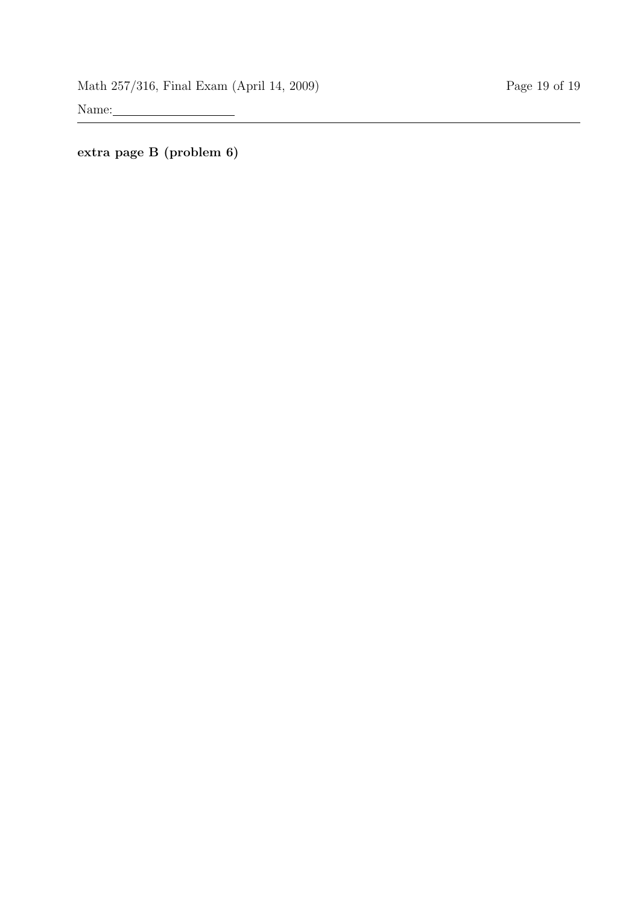Name:

**extra page B (problem 6)**